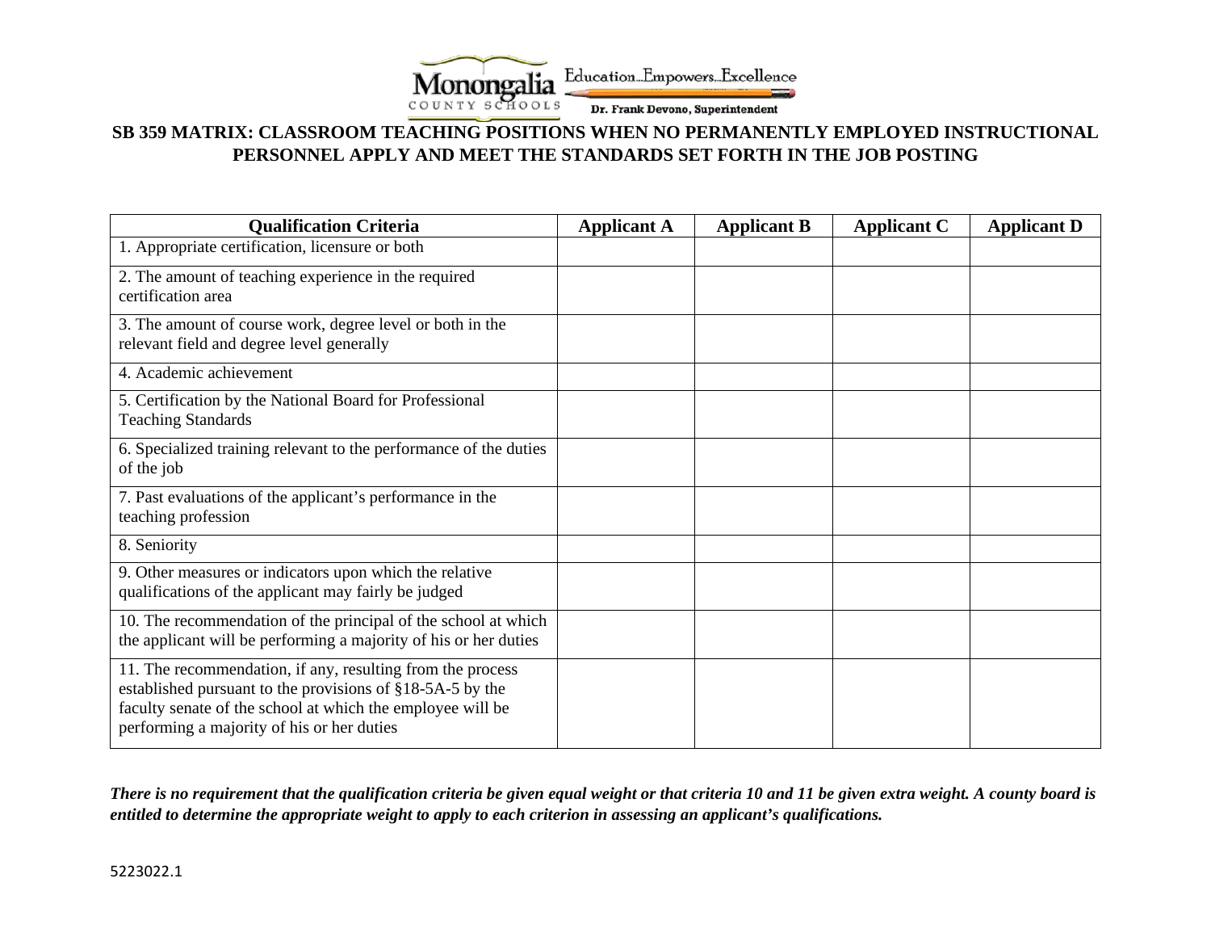Monongalia COUNTY SCHOOLS Education...Empowers...Excellence

Dr. Frank Devono, Superintendent

## SB 359 MATRIX: CLASSROOM TEACHING POSITIONS WHEN NO PERMANENTLY EMPLOYED INSTRUCTIONAL PERSONNEL APPLY AND MEET THE STANDARDS SET FORTH IN THE JOB POSTING

| Qualification Criteria | Applicant A | Applicant B | Applicant C | Applicant D |
|---|---|---|---|---|
| 1. Appropriate certification, licensure or both | | | | |
| 2. The amount of teaching experience in the required certification area | | | | |
| 3. The amount of course work, degree level or both in the relevant field and degree level generally | | | | |
| 4. Academic achievement | | | | |
| 5. Certification by the National Board for Professional Teaching Standards | | | | |
| 6. Specialized training relevant to the performance of the duties of the job | | | | |
| 7. Past evaluations of the applicant's performance in the teaching profession | | | | |
| 8. Seniority | | | | |
| 9. Other measures or indicators upon which the relative qualifications of the applicant may fairly be judged | | | | |
| 10. The recommendation of the principal of the school at which the applicant will be performing a majority of his or her duties | | | | |
| 11. The recommendation, if any, resulting from the process established pursuant to the provisions of §18-5A-5 by the faculty senate of the school at which the employee will be performing a majority of his or her duties | | | | |

***There is no requirement that the qualification criteria be given equal weight or that criteria 10 and 11 be given extra weight. A county board is entitled to determine the appropriate weight to apply to each criterion in assessing an applicant's qualifications.***

5223022.1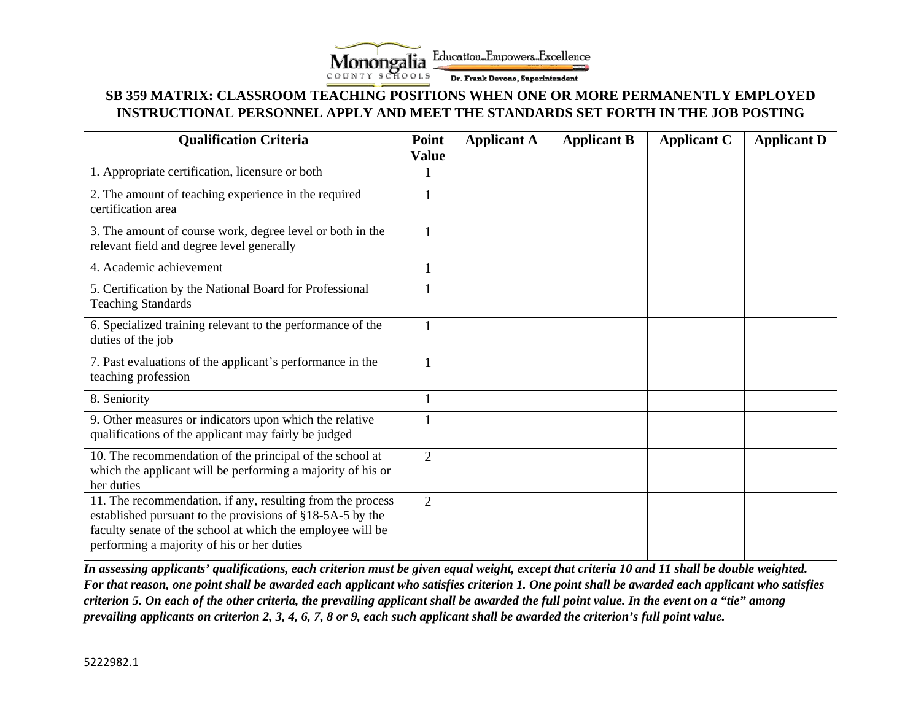Monongalia COUNTY SCHOOLS Education...Empowers...Excellence

Dr. Frank Devono, Superintendent

## SB 359 MATRIX: CLASSROOM TEACHING POSITIONS WHEN ONE OR MORE PERMANENTLY EMPLOYED INSTRUCTIONAL PERSONNEL APPLY AND MEET THE STANDARDS SET FORTH IN THE JOB POSTING

| Qualification Criteria | Point Value | Applicant A | Applicant B | Applicant C | Applicant D |
|---|---|---|---|---|---|
| 1. Appropriate certification, licensure or both | 1 | | | | |
| 2. The amount of teaching experience in the required certification area | 1 | | | | |
| 3. The amount of course work, degree level or both in the relevant field and degree level generally | 1 | | | | |
| 4. Academic achievement | 1 | | | | |
| 5. Certification by the National Board for Professional Teaching Standards | 1 | | | | |
| 6. Specialized training relevant to the performance of the duties of the job | 1 | | | | |
| 7. Past evaluations of the applicant's performance in the teaching profession | 1 | | | | |
| 8. Seniority | 1 | | | | |
| 9. Other measures or indicators upon which the relative qualifications of the applicant may fairly be judged | 1 | | | | |
| 10. The recommendation of the principal of the school at which the applicant will be performing a majority of his or her duties | 2 | | | | |
| 11. The recommendation, if any, resulting from the process established pursuant to the provisions of §18-5A-5 by the faculty senate of the school at which the employee will be performing a majority of his or her duties | 2 | | | | |

***In assessing applicants' qualifications, each criterion must be given equal weight, except that criteria 10 and 11 shall be double weighted. For that reason, one point shall be awarded each applicant who satisfies criterion 1. One point shall be awarded each applicant who satisfies criterion 5. On each of the other criteria, the prevailing applicant shall be awarded the full point value. In the event on a "tie" among prevailing applicants on criterion 2, 3, 4, 6, 7, 8 or 9, each such applicant shall be awarded the criterion's full point value.***

5222982.1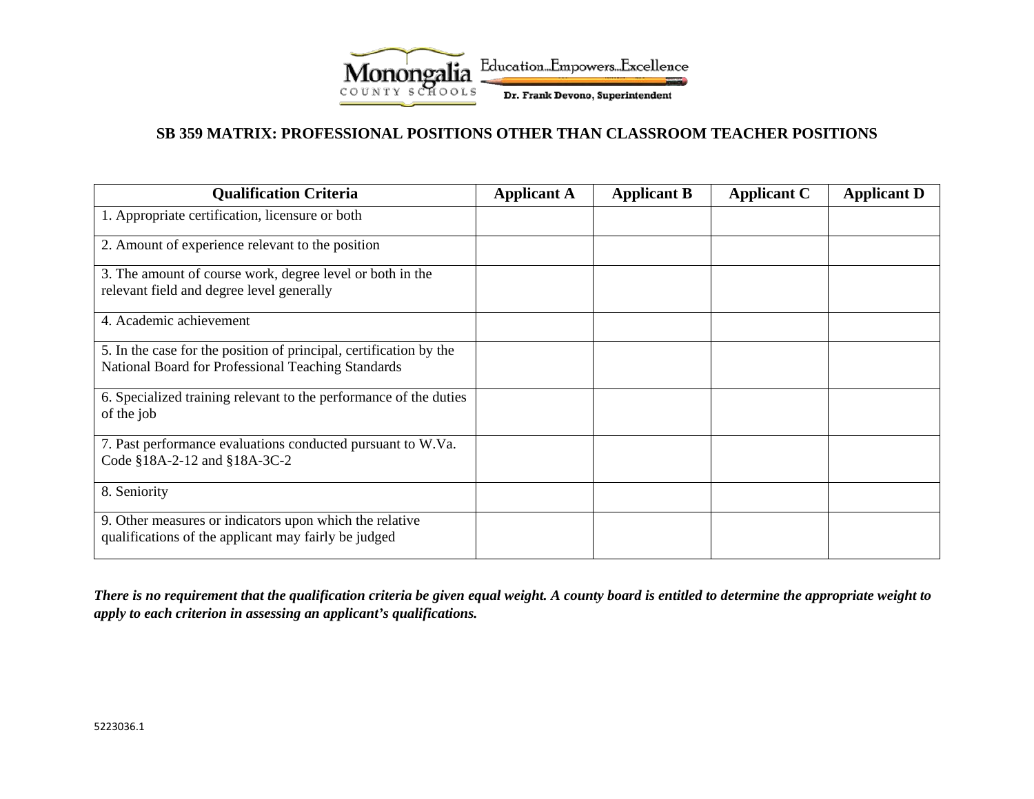Monongalia COUNTY SCHOOLS Education...Empowers...Excellence

Dr. Frank Devono, Superintendent

## SB 359 MATRIX: PROFESSIONAL POSITIONS OTHER THAN CLASSROOM TEACHER POSITIONS

| Qualification Criteria | Applicant A | Applicant B | Applicant C | Applicant D |
|---|---|---|---|---|
| 1. Appropriate certification, licensure or both | | | | |
| 2. Amount of experience relevant to the position | | | | |
| 3. The amount of course work, degree level or both in the relevant field and degree level generally | | | | |
| 4. Academic achievement | | | | |
| 5. In the case for the position of principal, certification by the National Board for Professional Teaching Standards | | | | |
| 6. Specialized training relevant to the performance of the duties of the job | | | | |
| 7. Past performance evaluations conducted pursuant to W.Va. Code §18A-2-12 and §18A-3C-2 | | | | |
| 8. Seniority | | | | |
| 9. Other measures or indicators upon which the relative qualifications of the applicant may fairly be judged | | | | |

***There is no requirement that the qualification criteria be given equal weight. A county board is entitled to determine the appropriate weight to apply to each criterion in assessing an applicant's qualifications.***

5223036.1